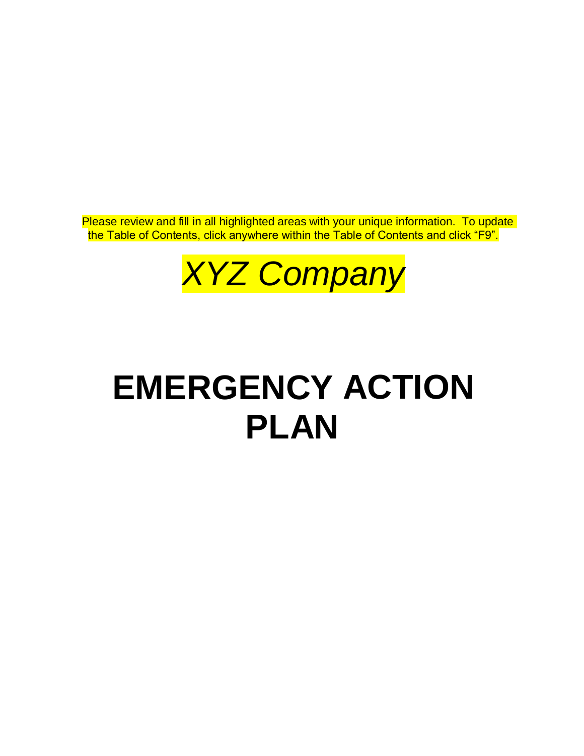Please review and fill in all highlighted areas with your unique information. To update the Table of Contents, click anywhere within the Table of Contents and click “F9”.

*XYZ Company*

# EMERGENCY ACTION PLAN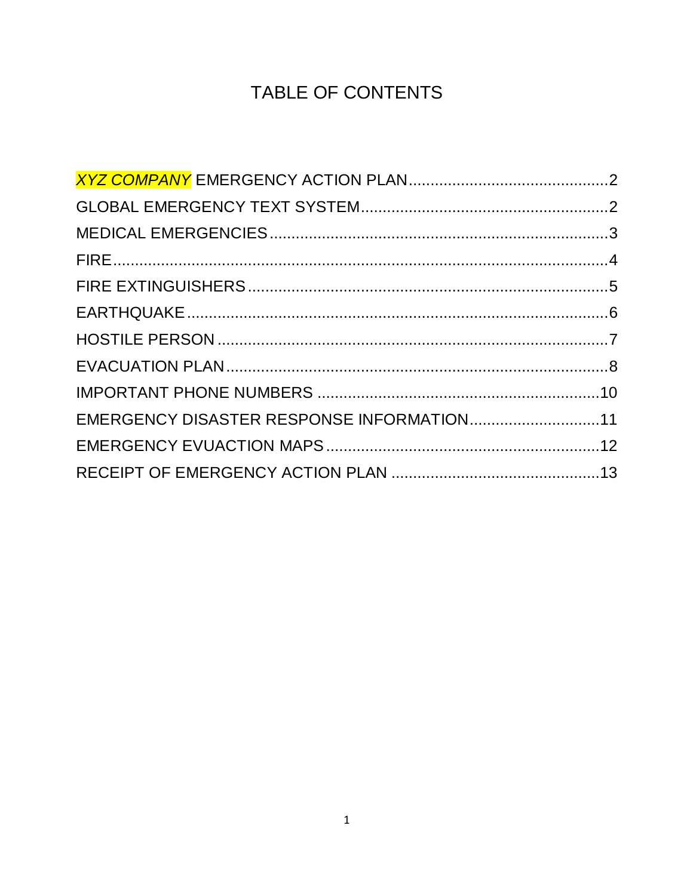# TABLE OF CONTENTS

| | |
|---|---|
| *XYZ COMPANY* EMERGENCY ACTION PLAN | 2 |
| GLOBAL EMERGENCY TEXT SYSTEM | 2 |
| MEDICAL EMERGENCIES | 3 |
| FIRE | 4 |
| FIRE EXTINGUISHERS | 5 |
| EARTHQUAKE | 6 |
| HOSTILE PERSON | 7 |
| EVACUATION PLAN | 8 |
| IMPORTANT PHONE NUMBERS | 10 |
| EMERGENCY DISASTER RESPONSE INFORMATION | 11 |
| EMERGENCY EVUACTION MAPS | 12 |
| RECEIPT OF EMERGENCY ACTION PLAN | 13 |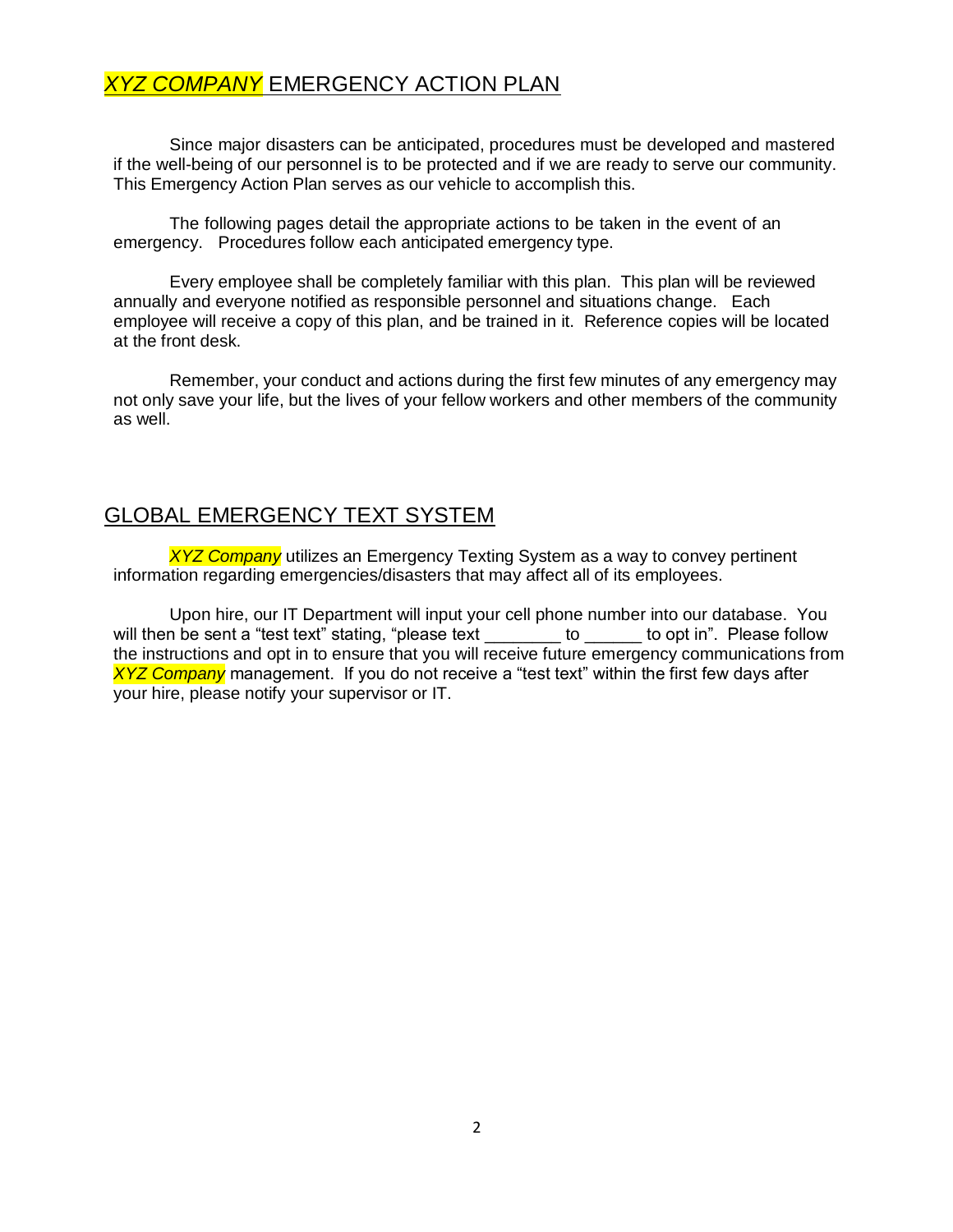## *XYZ COMPANY* EMERGENCY ACTION PLAN

Since major disasters can be anticipated, procedures must be developed and mastered if the well-being of our personnel is to be protected and if we are ready to serve our community. This Emergency Action Plan serves as our vehicle to accomplish this.

The following pages detail the appropriate actions to be taken in the event of an emergency. Procedures follow each anticipated emergency type.

Every employee shall be completely familiar with this plan. This plan will be reviewed annually and everyone notified as responsible personnel and situations change. Each employee will receive a copy of this plan, and be trained in it. Reference copies will be located at the front desk.

Remember, your conduct and actions during the first few minutes of any emergency may not only save your life, but the lives of your fellow workers and other members of the community as well.

## GLOBAL EMERGENCY TEXT SYSTEM

*XYZ Company* utilizes an Emergency Texting System as a way to convey pertinent information regarding emergencies/disasters that may affect all of its employees.

Upon hire, our IT Department will input your cell phone number into our database. You will then be sent a "test text" stating, "please text ________ to ______ to opt in". Please follow the instructions and opt in to ensure that you will receive future emergency communications from *XYZ Company* management. If you do not receive a "test text" within the first few days after your hire, please notify your supervisor or IT.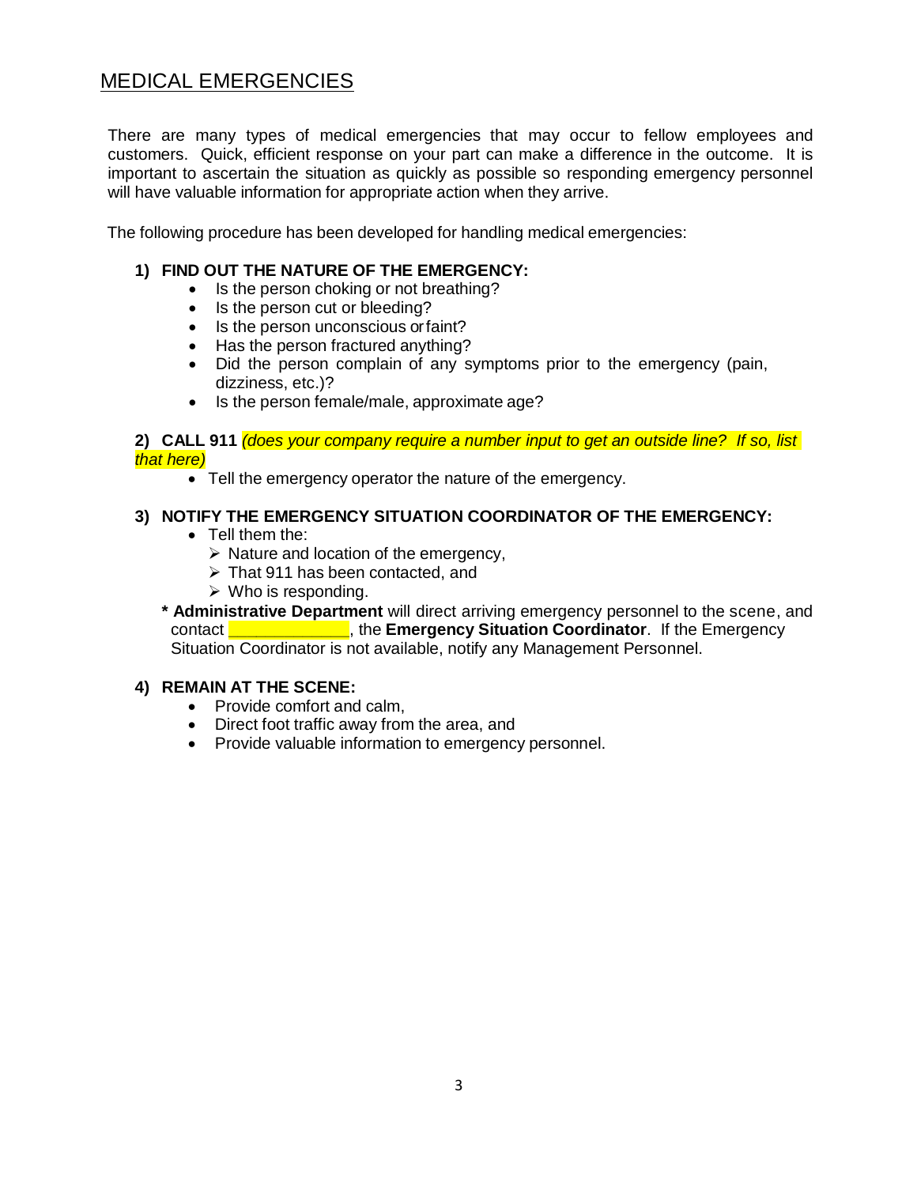## MEDICAL EMERGENCIES

There are many types of medical emergencies that may occur to fellow employees and customers. Quick, efficient response on your part can make a difference in the outcome. It is important to ascertain the situation as quickly as possible so responding emergency personnel will have valuable information for appropriate action when they arrive.

The following procedure has been developed for handling medical emergencies:

**1) FIND OUT THE NATURE OF THE EMERGENCY:**

- Is the person choking or not breathing?
- Is the person cut or bleeding?
- Is the person unconscious or faint?
- Has the person fractured anything?
- Did the person complain of any symptoms prior to the emergency (pain, dizziness, etc.)?
- Is the person female/male, approximate age?

**2) CALL 911** *(does your company require a number input to get an outside line? If so, list that here)*

- Tell the emergency operator the nature of the emergency.

**3) NOTIFY THE EMERGENCY SITUATION COORDINATOR OF THE EMERGENCY:**

- Tell them the:
  - Nature and location of the emergency,
  - That 911 has been contacted, and
  - Who is responding.

\* **Administrative Department** will direct arriving emergency personnel to the scene, and contact _____________, the **Emergency Situation Coordinator**. If the Emergency Situation Coordinator is not available, notify any Management Personnel.

**4) REMAIN AT THE SCENE:**

- Provide comfort and calm,
- Direct foot traffic away from the area, and
- Provide valuable information to emergency personnel.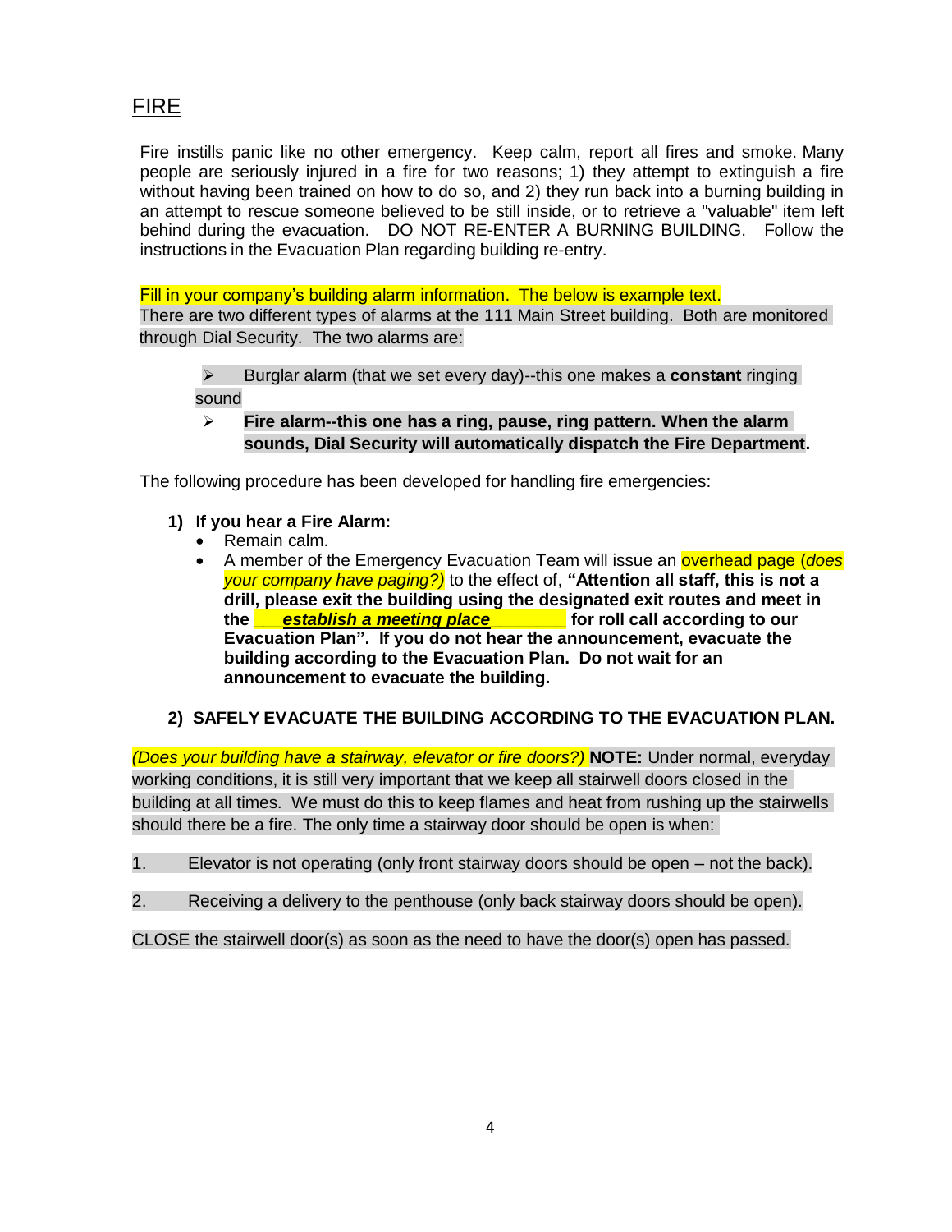# FIRE

Fire instills panic like no other emergency. Keep calm, report all fires and smoke. Many people are seriously injured in a fire for two reasons; 1) they attempt to extinguish a fire without having been trained on how to do so, and 2) they run back into a burning building in an attempt to rescue someone believed to be still inside, or to retrieve a "valuable" item left behind during the evacuation. DO NOT RE-ENTER A BURNING BUILDING. Follow the instructions in the Evacuation Plan regarding building re-entry.

Fill in your company's building alarm information. The below is example text.
There are two different types of alarms at the 111 Main Street building. Both are monitored through Dial Security. The two alarms are:

- Burglar alarm (that we set every day)--this one makes a **constant** ringing sound
- **Fire alarm--this one has a ring, pause, ring pattern. When the alarm sounds, Dial Security will automatically dispatch the Fire Department.**

The following procedure has been developed for handling fire emergencies:

**1) If you hear a Fire Alarm:**

- Remain calm.
- A member of the Emergency Evacuation Team will issue an overhead page (*does your company have paging?)* to the effect of, **"Attention all staff, this is not a drill, please exit the building using the designated exit routes and meet in the ___*establish a meeting place*________ for roll call according to our Evacuation Plan". If you do not hear the announcement, evacuate the building according to the Evacuation Plan. Do not wait for an announcement to evacuate the building.**

**2) SAFELY EVACUATE THE BUILDING ACCORDING TO THE EVACUATION PLAN.**

*(Does your building have a stairway, elevator or fire doors?)* **NOTE:** Under normal, everyday working conditions, it is still very important that we keep all stairwell doors closed in the building at all times. We must do this to keep flames and heat from rushing up the stairwells should there be a fire. The only time a stairway door should be open is when:

1. Elevator is not operating (only front stairway doors should be open – not the back).

2. Receiving a delivery to the penthouse (only back stairway doors should be open).

CLOSE the stairwell door(s) as soon as the need to have the door(s) open has passed.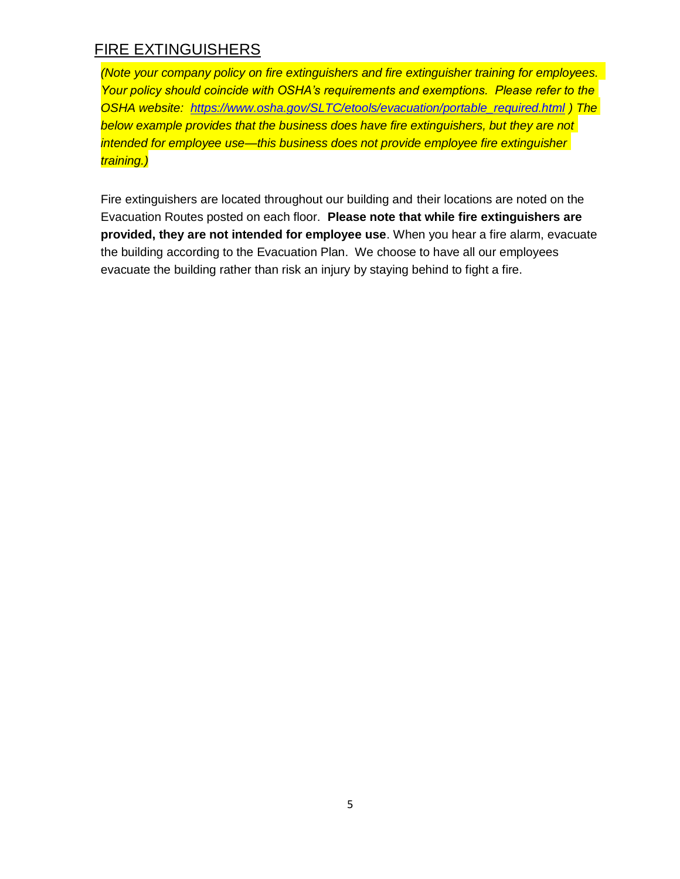## FIRE EXTINGUISHERS

*(Note your company policy on fire extinguishers and fire extinguisher training for employees. Your policy should coincide with OSHA's requirements and exemptions. Please refer to the OSHA website: [https://www.osha.gov/SLTC/etools/evacuation/portable_required.html](https://www.osha.gov/SLTC/etools/evacuation/portable_required.html) ) The below example provides that the business does have fire extinguishers, but they are not intended for employee use—this business does not provide employee fire extinguisher training.)*

Fire extinguishers are located throughout our building and their locations are noted on the Evacuation Routes posted on each floor. **Please note that while fire extinguishers are provided, they are not intended for employee use**. When you hear a fire alarm, evacuate the building according to the Evacuation Plan. We choose to have all our employees evacuate the building rather than risk an injury by staying behind to fight a fire.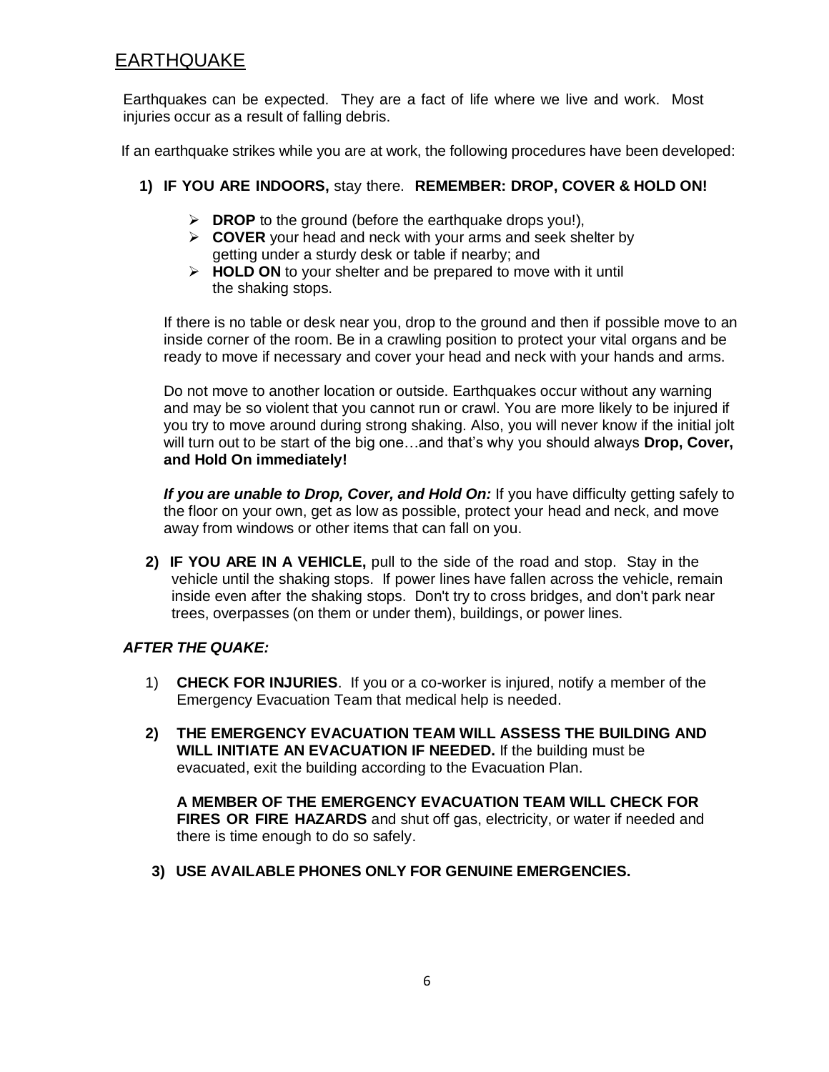## EARTHQUAKE

Earthquakes can be expected. They are a fact of life where we live and work. Most injuries occur as a result of falling debris.

If an earthquake strikes while you are at work, the following procedures have been developed:

**1) IF YOU ARE INDOORS,** stay there. **REMEMBER: DROP, COVER & HOLD ON!**

- **DROP** to the ground (before the earthquake drops you!),
- **COVER** your head and neck with your arms and seek shelter by getting under a sturdy desk or table if nearby; and
- **HOLD ON** to your shelter and be prepared to move with it until the shaking stops.

If there is no table or desk near you, drop to the ground and then if possible move to an inside corner of the room. Be in a crawling position to protect your vital organs and be ready to move if necessary and cover your head and neck with your hands and arms.

Do not move to another location or outside. Earthquakes occur without any warning and may be so violent that you cannot run or crawl. You are more likely to be injured if you try to move around during strong shaking. Also, you will never know if the initial jolt will turn out to be start of the big one…and that's why you should always **Drop, Cover, and Hold On immediately!**

***If you are unable to Drop, Cover, and Hold On:*** If you have difficulty getting safely to the floor on your own, get as low as possible, protect your head and neck, and move away from windows or other items that can fall on you.

**2) IF YOU ARE IN A VEHICLE,** pull to the side of the road and stop. Stay in the vehicle until the shaking stops. If power lines have fallen across the vehicle, remain inside even after the shaking stops. Don't try to cross bridges, and don't park near trees, overpasses (on them or under them), buildings, or power lines.

***AFTER THE QUAKE:***

1) **CHECK FOR INJURIES**. If you or a co-worker is injured, notify a member of the Emergency Evacuation Team that medical help is needed.

**2) THE EMERGENCY EVACUATION TEAM WILL ASSESS THE BUILDING AND WILL INITIATE AN EVACUATION IF NEEDED.** If the building must be evacuated, exit the building according to the Evacuation Plan.

**A MEMBER OF THE EMERGENCY EVACUATION TEAM WILL CHECK FOR FIRES OR FIRE HAZARDS** and shut off gas, electricity, or water if needed and there is time enough to do so safely.

**3) USE AVAILABLE PHONES ONLY FOR GENUINE EMERGENCIES.**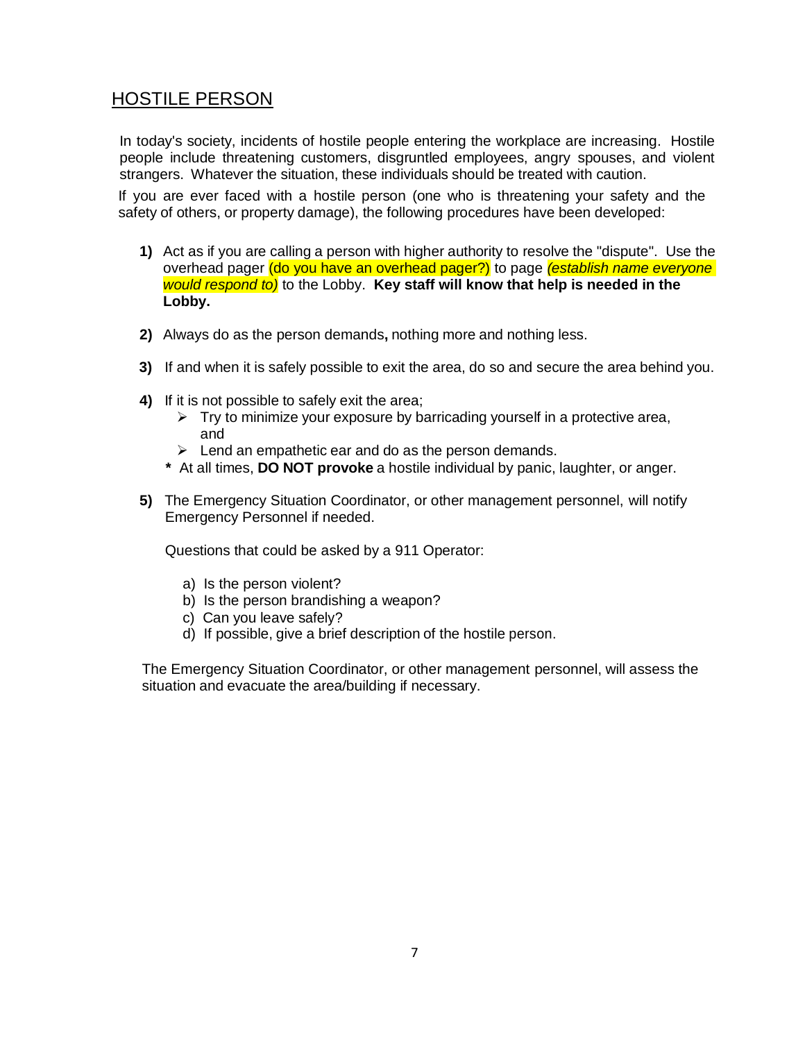## HOSTILE PERSON

In today's society, incidents of hostile people entering the workplace are increasing. Hostile people include threatening customers, disgruntled employees, angry spouses, and violent strangers. Whatever the situation, these individuals should be treated with caution.

If you are ever faced with a hostile person (one who is threatening your safety and the safety of others, or property damage), the following procedures have been developed:

**1)** Act as if you are calling a person with higher authority to resolve the "dispute". Use the overhead pager (do you have an overhead pager?) to page *(establish name everyone would respond to)* to the Lobby. **Key staff will know that help is needed in the Lobby.**

**2)** Always do as the person demands**,** nothing more and nothing less.

**3)** If and when it is safely possible to exit the area, do so and secure the area behind you.

**4)** If it is not possible to safely exit the area;
- Try to minimize your exposure by barricading yourself in a protective area, and
- Lend an empathetic ear and do as the person demands.

**\*** At all times, **DO NOT provoke** a hostile individual by panic, laughter, or anger.

**5)** The Emergency Situation Coordinator, or other management personnel, will notify Emergency Personnel if needed.

Questions that could be asked by a 911 Operator:

a) Is the person violent?
b) Is the person brandishing a weapon?
c) Can you leave safely?
d) If possible, give a brief description of the hostile person.

The Emergency Situation Coordinator, or other management personnel, will assess the situation and evacuate the area/building if necessary.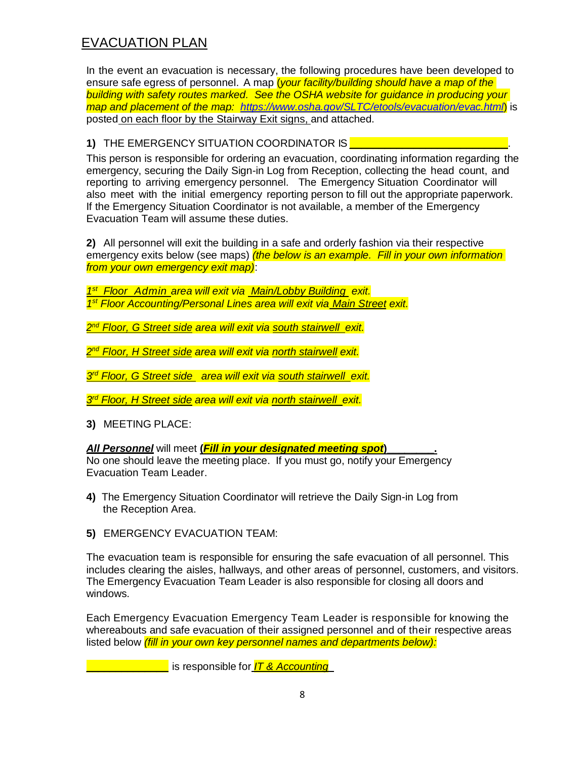## EVACUATION PLAN

In the event an evacuation is necessary, the following procedures have been developed to ensure safe egress of personnel. A map (*your facility/building should have a map of the building with safety routes marked. See the OSHA website for guidance in producing your map and placement of the map: https://www.osha.gov/SLTC/etools/evacuation/evac.html*) is posted on each floor by the Stairway Exit signs, and attached.

**1)** THE EMERGENCY SITUATION COORDINATOR IS ___________________________.

This person is responsible for ordering an evacuation, coordinating information regarding the emergency, securing the Daily Sign-in Log from Reception, collecting the head count, and reporting to arriving emergency personnel. The Emergency Situation Coordinator will also meet with the initial emergency reporting person to fill out the appropriate paperwork. If the Emergency Situation Coordinator is not available, a member of the Emergency Evacuation Team will assume these duties.

**2)** All personnel will exit the building in a safe and orderly fashion via their respective emergency exits below (see maps) *(the below is an example. Fill in your own information from your own emergency exit map)*:

*1st Floor Admin area will exit via Main/Lobby Building exit.*
*1st Floor Accounting/Personal Lines area will exit via Main Street exit.*

*2nd Floor, G Street side area will exit via south stairwell exit.*

*2nd Floor, H Street side area will exit via north stairwell exit.*

*3rd Floor, G Street side area will exit via south stairwell exit.*

*3rd Floor, H Street side area will exit via north stairwell exit.*

**3)** MEETING PLACE:

***All Personnel*** will meet **(*Fill in your designated meeting spot*)________.**
No one should leave the meeting place. If you must go, notify your Emergency Evacuation Team Leader.

**4)** The Emergency Situation Coordinator will retrieve the Daily Sign-in Log from the Reception Area.

**5)** EMERGENCY EVACUATION TEAM:

The evacuation team is responsible for ensuring the safe evacuation of all personnel. This includes clearing the aisles, hallways, and other areas of personnel, customers, and visitors. The Emergency Evacuation Team Leader is also responsible for closing all doors and windows.

Each Emergency Evacuation Emergency Team Leader is responsible for knowing the whereabouts and safe evacuation of their assigned personnel and of their respective areas listed below *(fill in your own key personnel names and departments below):*

______________ is responsible for *IT & Accounting*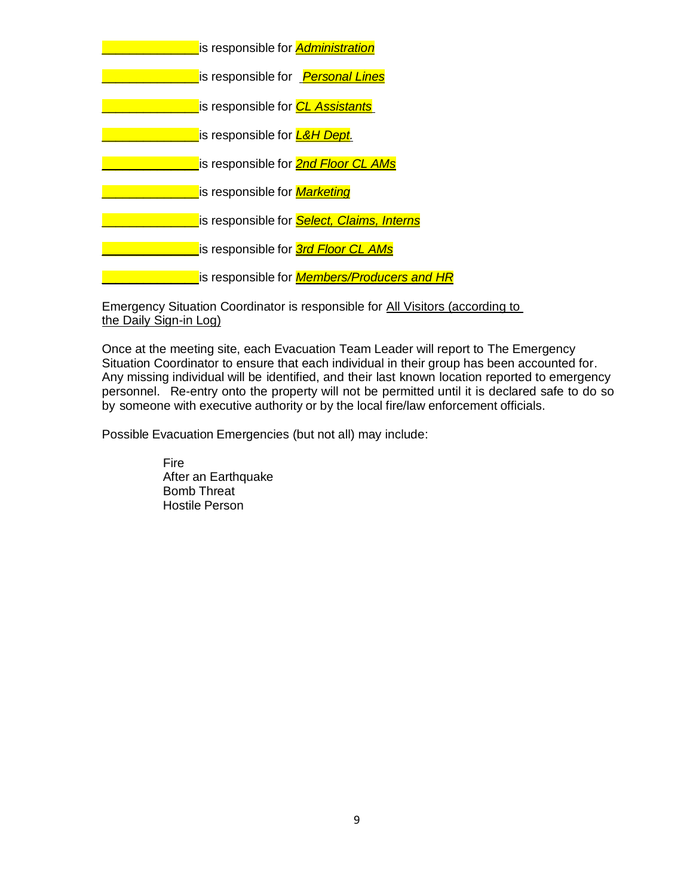______________ is responsible for *Administration*

______________ is responsible for *Personal Lines*

______________ is responsible for *CL Assistants*

______________ is responsible for *L&H Dept.*

______________ is responsible for *2nd Floor CL AMs*

______________ is responsible for *Marketing*

______________ is responsible for *Select, Claims, Interns*

______________ is responsible for *3rd Floor CL AMs*

______________ is responsible for *Members/Producers and HR*

Emergency Situation Coordinator is responsible for All Visitors (according to the Daily Sign-in Log)

Once at the meeting site, each Evacuation Team Leader will report to The Emergency Situation Coordinator to ensure that each individual in their group has been accounted for. Any missing individual will be identified, and their last known location reported to emergency personnel. Re-entry onto the property will not be permitted until it is declared safe to do so by someone with executive authority or by the local fire/law enforcement officials.

Possible Evacuation Emergencies (but not all) may include:

- Fire
- After an Earthquake
- Bomb Threat
- Hostile Person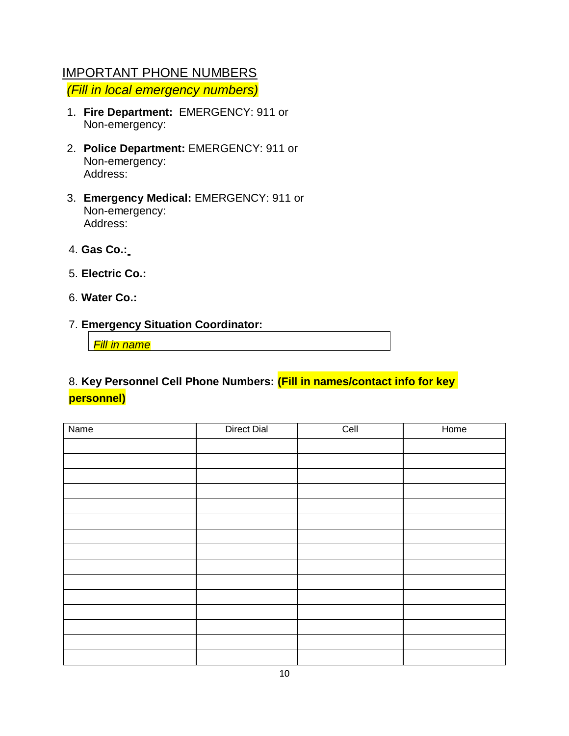## IMPORTANT PHONE NUMBERS

*(Fill in local emergency numbers)*

1. **Fire Department:** EMERGENCY: 911 or
   Non-emergency:

2. **Police Department:** EMERGENCY: 911 or
   Non-emergency:
   Address:

3. **Emergency Medical:** EMERGENCY: 911 or
   Non-emergency:
   Address:

4. **Gas Co.:**

5. **Electric Co.:**

6. **Water Co.:**

7. **Emergency Situation Coordinator:**

   *Fill in name*

8. **Key Personnel Cell Phone Numbers: (Fill in names/contact info for key personnel)**

| Name | Direct Dial | Cell | Home |
|---|---|---|---|
| | | | |
| | | | |
| | | | |
| | | | |
| | | | |
| | | | |
| | | | |
| | | | |
| | | | |
| | | | |
| | | | |
| | | | |
| | | | |
| | | | |
| | | | |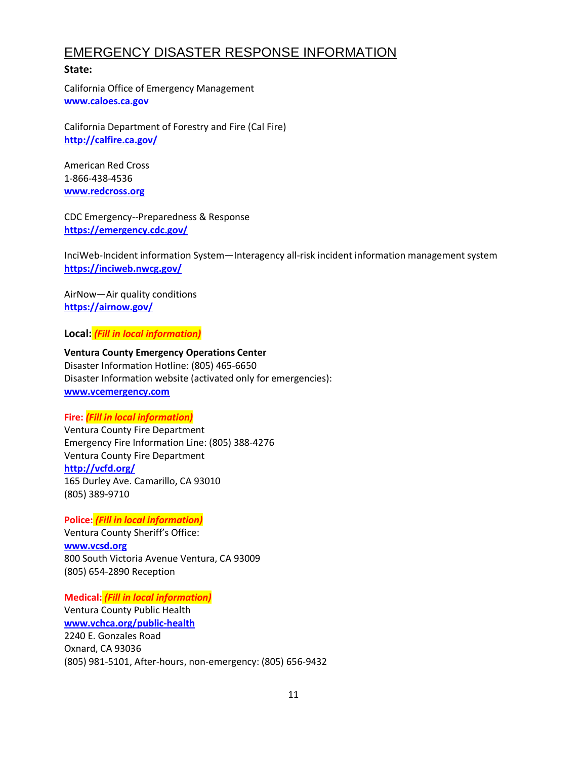# EMERGENCY DISASTER RESPONSE INFORMATION

**State:**

California Office of Emergency Management
**www.caloes.ca.gov**

California Department of Forestry and Fire (Cal Fire)
**http://calfire.ca.gov/**

American Red Cross
1-866-438-4536
**www.redcross.org**

CDC Emergency--Preparedness & Response
**https://emergency.cdc.gov/**

InciWeb-Incident information System—Interagency all-risk incident information management system
**https://inciweb.nwcg.gov/**

AirNow—Air quality conditions
**https://airnow.gov/**

**Local:** ***(Fill in local information)***

**Ventura County Emergency Operations Center**
Disaster Information Hotline: (805) 465-6650
Disaster Information website (activated only for emergencies):
**www.vcemergency.com**

**Fire:** ***(Fill in local information)***
Ventura County Fire Department
Emergency Fire Information Line: (805) 388-4276
Ventura County Fire Department
**http://vcfd.org/**
165 Durley Ave. Camarillo, CA 93010
(805) 389-9710

**Police:** ***(Fill in local information)***
Ventura County Sheriff's Office:
**www.vcsd.org**
800 South Victoria Avenue Ventura, CA 93009
(805) 654-2890 Reception

**Medical:** ***(Fill in local information)***
Ventura County Public Health
**www.vchca.org/public-health**
2240 E. Gonzales Road
Oxnard, CA 93036
(805) 981-5101, After-hours, non-emergency: (805) 656-9432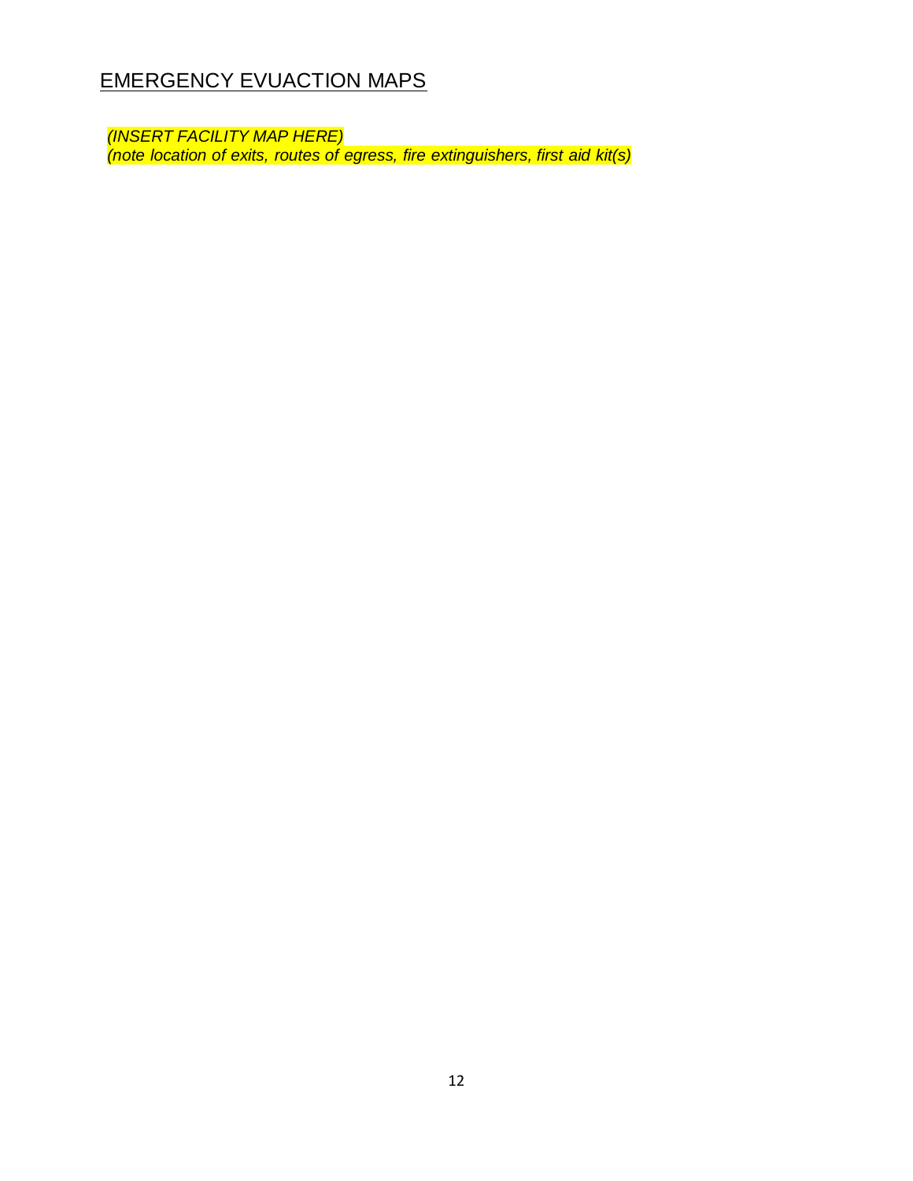## <u>EMERGENCY EVUACTION MAPS</u>

*(INSERT FACILITY MAP HERE)*
*(note location of exits, routes of egress, fire extinguishers, first aid kit(s)*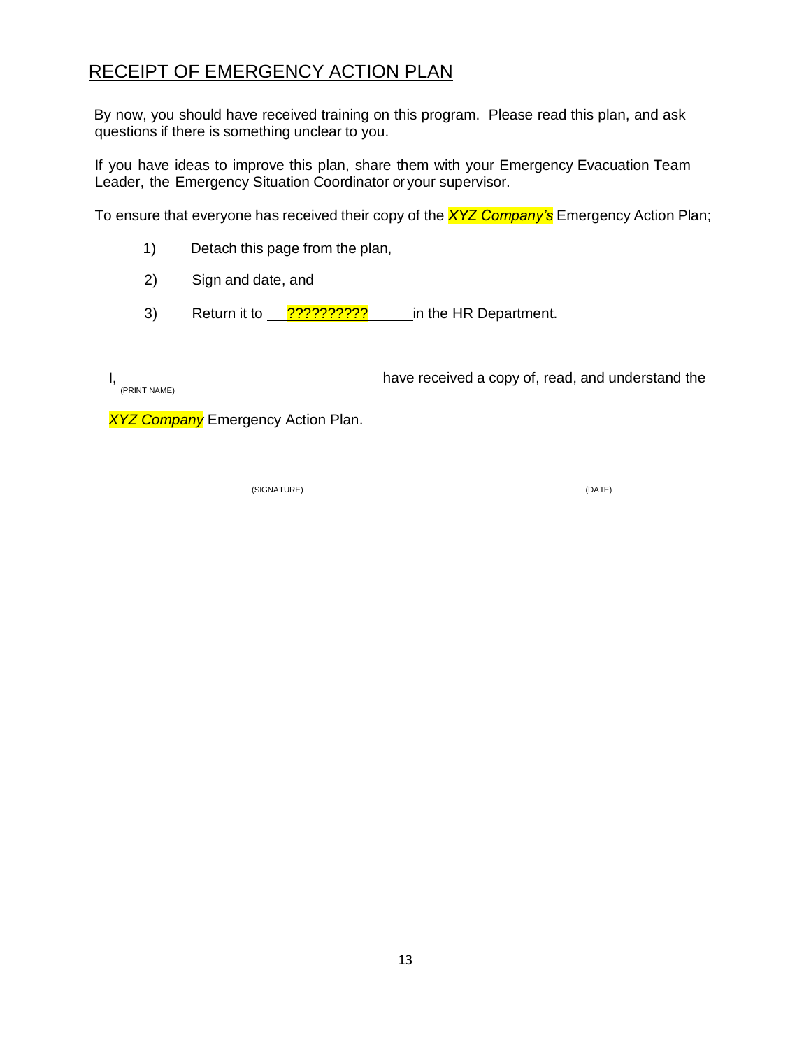## RECEIPT OF EMERGENCY ACTION PLAN

By now, you should have received training on this program. Please read this plan, and ask questions if there is something unclear to you.

If you have ideas to improve this plan, share them with your Emergency Evacuation Team Leader, the Emergency Situation Coordinator or your supervisor.

To ensure that everyone has received their copy of the ***XYZ Company's*** Emergency Action Plan;

1) Detach this page from the plan,
2) Sign and date, and
3) Return it to ___??????????___ in the HR Department.

I, ________________________________ have received a copy of, read, and understand the
(PRINT NAME)

***XYZ Company*** Emergency Action Plan.

________________________________________ ____________________
(SIGNATURE) (DATE)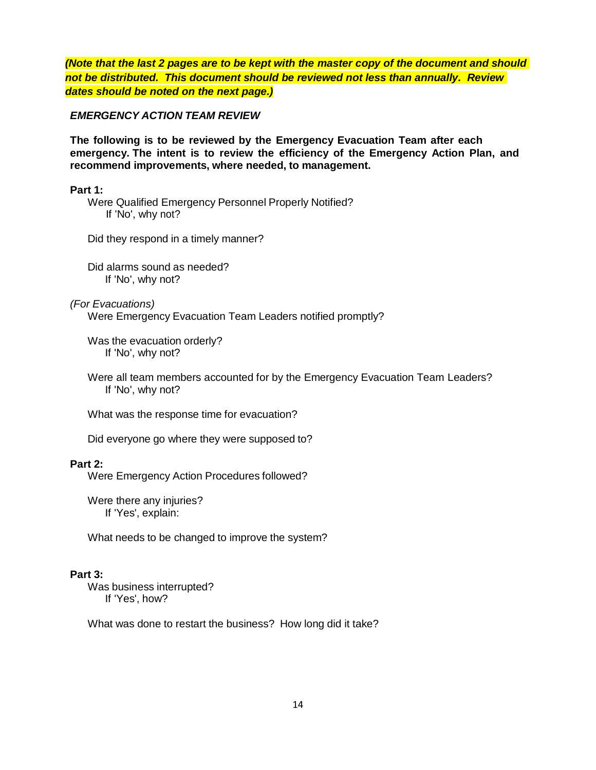***(Note that the last 2 pages are to be kept with the master copy of the document and should not be distributed. This document should be reviewed not less than annually. Review dates should be noted on the next page.)***

## *EMERGENCY ACTION TEAM REVIEW*

**The following is to be reviewed by the Emergency Evacuation Team after each emergency. The intent is to review the efficiency of the Emergency Action Plan, and recommend improvements, where needed, to management.**

**Part 1:**

Were Qualified Emergency Personnel Properly Notified?
  If 'No', why not?

Did they respond in a timely manner?

Did alarms sound as needed?
  If 'No', why not?

*(For Evacuations)*

Were Emergency Evacuation Team Leaders notified promptly?

Was the evacuation orderly?
  If 'No', why not?

Were all team members accounted for by the Emergency Evacuation Team Leaders?
  If 'No', why not?

What was the response time for evacuation?

Did everyone go where they were supposed to?

**Part 2:**

Were Emergency Action Procedures followed?

Were there any injuries?
  If 'Yes', explain:

What needs to be changed to improve the system?

**Part 3:**

Was business interrupted?
  If 'Yes', how?

What was done to restart the business? How long did it take?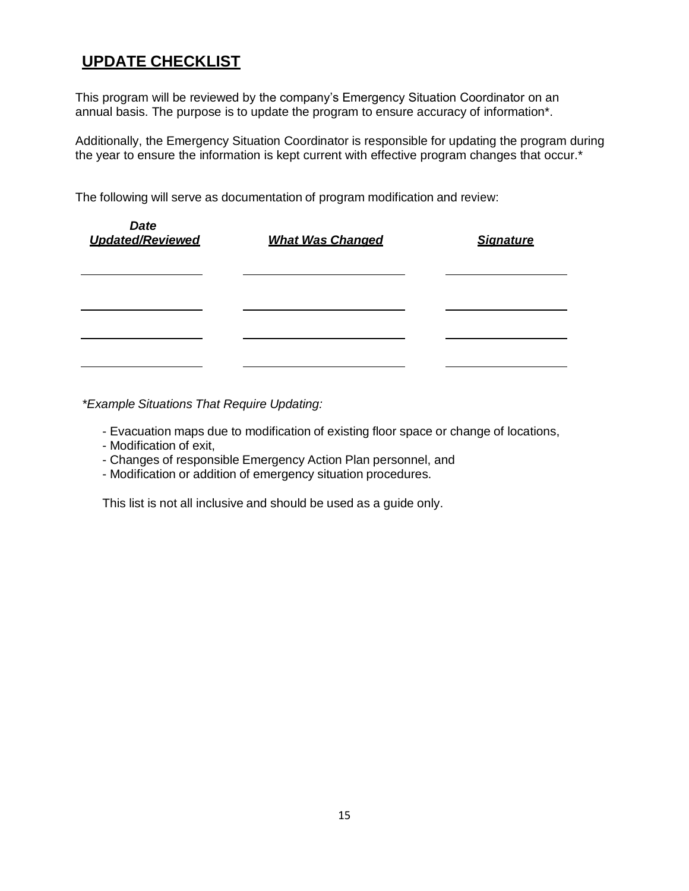## UPDATE CHECKLIST

This program will be reviewed by the company's Emergency Situation Coordinator on an annual basis. The purpose is to update the program to ensure accuracy of information*.

Additionally, the Emergency Situation Coordinator is responsible for updating the program during the year to ensure the information is kept current with effective program changes that occur.*

The following will serve as documentation of program modification and review:

| ***Date Updated/Reviewed*** | ***What Was Changed*** | ***Signature*** |
| --- | --- | --- |
| | | |
| | | |
| | | |
| | | |

*\*Example Situations That Require Updating:*

- Evacuation maps due to modification of existing floor space or change of locations,
- Modification of exit,
- Changes of responsible Emergency Action Plan personnel, and
- Modification or addition of emergency situation procedures.

This list is not all inclusive and should be used as a guide only.